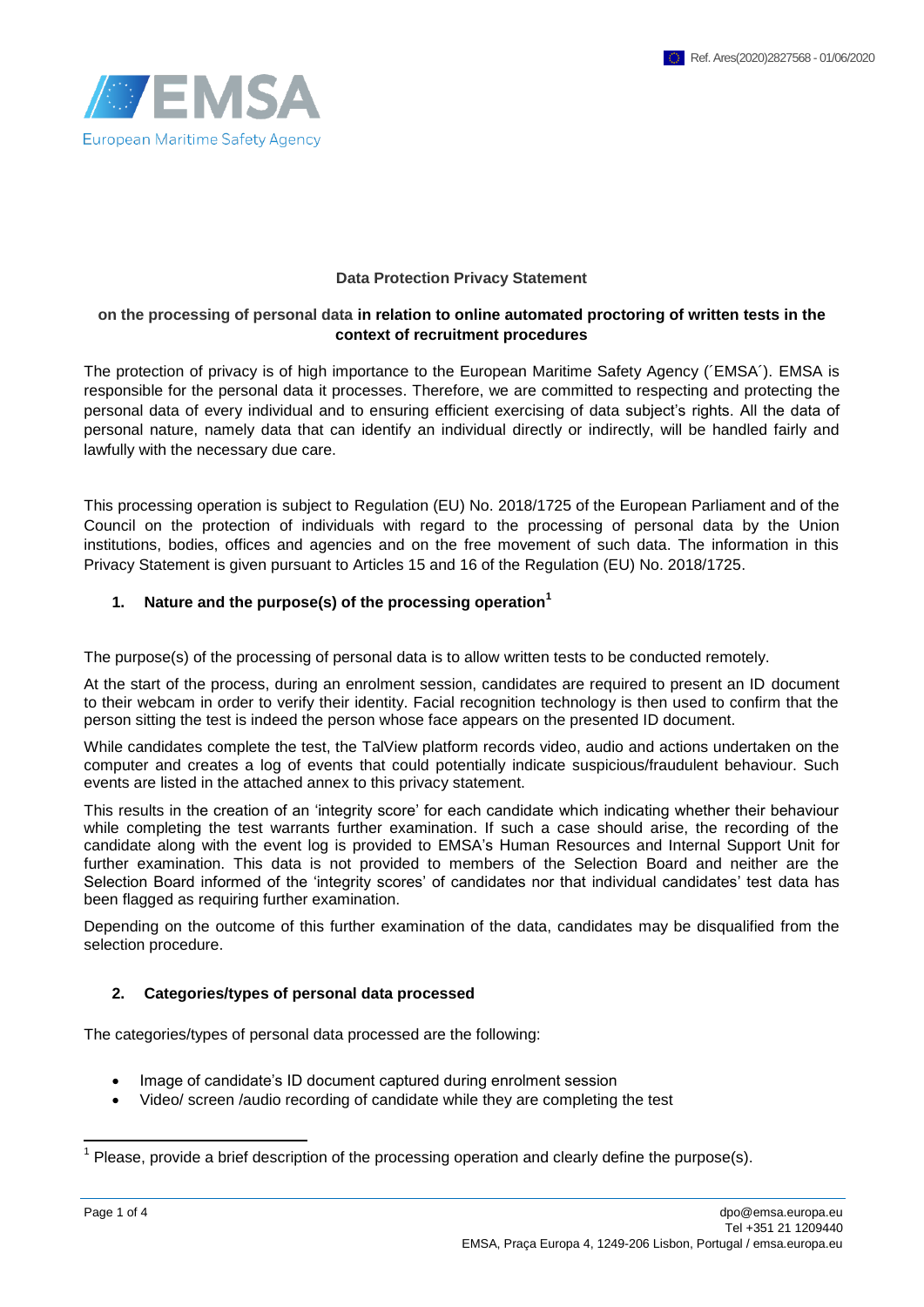Ref. Ares(2020)2827568 - 01/06/2020

EMSA
European Maritime Safety Agency

**Data Protection Privacy Statement**

**on the processing of personal data in relation to online automated proctoring of written tests in the context of recruitment procedures**

The protection of privacy is of high importance to the European Maritime Safety Agency (´EMSA´). EMSA is responsible for the personal data it processes. Therefore, we are committed to respecting and protecting the personal data of every individual and to ensuring efficient exercising of data subject's rights. All the data of personal nature, namely data that can identify an individual directly or indirectly, will be handled fairly and lawfully with the necessary due care.

This processing operation is subject to Regulation (EU) No. 2018/1725 of the European Parliament and of the Council on the protection of individuals with regard to the processing of personal data by the Union institutions, bodies, offices and agencies and on the free movement of such data. The information in this Privacy Statement is given pursuant to Articles 15 and 16 of the Regulation (EU) No. 2018/1725.

## 1. Nature and the purpose(s) of the processing operation[1]

The purpose(s) of the processing of personal data is to allow written tests to be conducted remotely.

At the start of the process, during an enrolment session, candidates are required to present an ID document to their webcam in order to verify their identity. Facial recognition technology is then used to confirm that the person sitting the test is indeed the person whose face appears on the presented ID document.

While candidates complete the test, the TalView platform records video, audio and actions undertaken on the computer and creates a log of events that could potentially indicate suspicious/fraudulent behaviour. Such events are listed in the attached annex to this privacy statement.

This results in the creation of an 'integrity score' for each candidate which indicating whether their behaviour while completing the test warrants further examination. If such a case should arise, the recording of the candidate along with the event log is provided to EMSA's Human Resources and Internal Support Unit for further examination. This data is not provided to members of the Selection Board and neither are the Selection Board informed of the 'integrity scores' of candidates nor that individual candidates' test data has been flagged as requiring further examination.

Depending on the outcome of this further examination of the data, candidates may be disqualified from the selection procedure.

## 2. Categories/types of personal data processed

The categories/types of personal data processed are the following:

- Image of candidate's ID document captured during enrolment session
- Video/ screen /audio recording of candidate while they are completing the test

[1] Please, provide a brief description of the processing operation and clearly define the purpose(s).

dpo@emsa.europa.eu
Tel +351 21 1209440
EMSA, Praça Europa 4, 1249-206 Lisbon, Portugal / emsa.europa.eu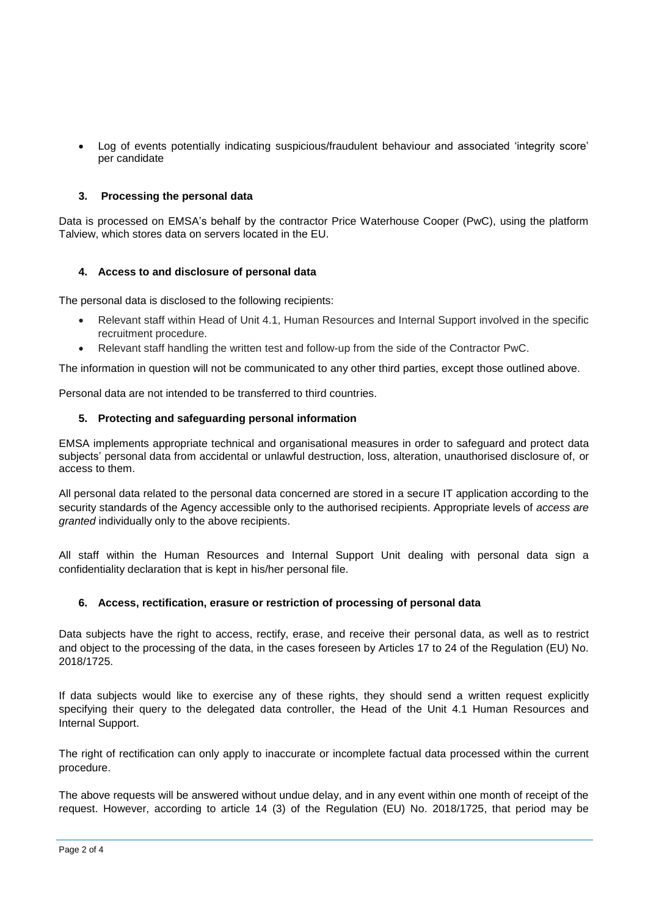- Log of events potentially indicating suspicious/fraudulent behaviour and associated 'integrity score' per candidate

### 3. Processing the personal data

Data is processed on EMSA's behalf by the contractor Price Waterhouse Cooper (PwC), using the platform Talview, which stores data on servers located in the EU.

### 4. Access to and disclosure of personal data

The personal data is disclosed to the following recipients:

- Relevant staff within Head of Unit 4.1, Human Resources and Internal Support involved in the specific recruitment procedure.
- Relevant staff handling the written test and follow-up from the side of the Contractor PwC.

The information in question will not be communicated to any other third parties, except those outlined above.

Personal data are not intended to be transferred to third countries.

### 5. Protecting and safeguarding personal information

EMSA implements appropriate technical and organisational measures in order to safeguard and protect data subjects' personal data from accidental or unlawful destruction, loss, alteration, unauthorised disclosure of, or access to them.

All personal data related to the personal data concerned are stored in a secure IT application according to the security standards of the Agency accessible only to the authorised recipients. Appropriate levels of *access are granted* individually only to the above recipients.

All staff within the Human Resources and Internal Support Unit dealing with personal data sign a confidentiality declaration that is kept in his/her personal file.

### 6. Access, rectification, erasure or restriction of processing of personal data

Data subjects have the right to access, rectify, erase, and receive their personal data, as well as to restrict and object to the processing of the data, in the cases foreseen by Articles 17 to 24 of the Regulation (EU) No. 2018/1725.

If data subjects would like to exercise any of these rights, they should send a written request explicitly specifying their query to the delegated data controller, the Head of the Unit 4.1 Human Resources and Internal Support.

The right of rectification can only apply to inaccurate or incomplete factual data processed within the current procedure.

The above requests will be answered without undue delay, and in any event within one month of receipt of the request. However, according to article 14 (3) of the Regulation (EU) No. 2018/1725, that period may be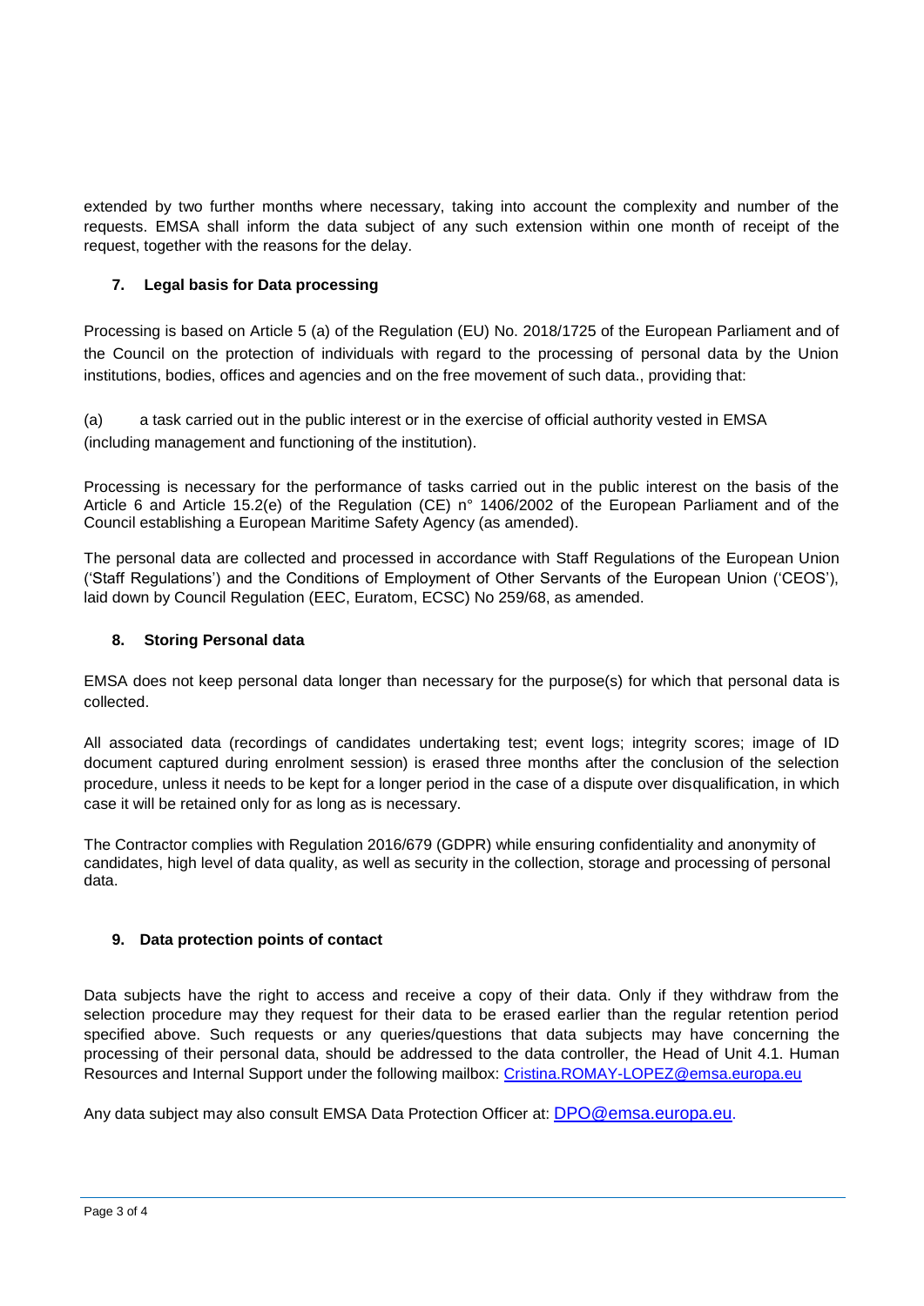extended by two further months where necessary, taking into account the complexity and number of the requests. EMSA shall inform the data subject of any such extension within one month of receipt of the request, together with the reasons for the delay.

## 7. Legal basis for Data processing

Processing is based on Article 5 (a) of the Regulation (EU) No. 2018/1725 of the European Parliament and of the Council on the protection of individuals with regard to the processing of personal data by the Union institutions, bodies, offices and agencies and on the free movement of such data., providing that:

(a) a task carried out in the public interest or in the exercise of official authority vested in EMSA (including management and functioning of the institution).

Processing is necessary for the performance of tasks carried out in the public interest on the basis of the Article 6 and Article 15.2(e) of the Regulation (CE) n° 1406/2002 of the European Parliament and of the Council establishing a European Maritime Safety Agency (as amended).

The personal data are collected and processed in accordance with Staff Regulations of the European Union ('Staff Regulations') and the Conditions of Employment of Other Servants of the European Union ('CEOS'), laid down by Council Regulation (EEC, Euratom, ECSC) No 259/68, as amended.

## 8. Storing Personal data

EMSA does not keep personal data longer than necessary for the purpose(s) for which that personal data is collected.

All associated data (recordings of candidates undertaking test; event logs; integrity scores; image of ID document captured during enrolment session) is erased three months after the conclusion of the selection procedure, unless it needs to be kept for a longer period in the case of a dispute over disqualification, in which case it will be retained only for as long as is necessary.

The Contractor complies with Regulation 2016/679 (GDPR) while ensuring confidentiality and anonymity of candidates, high level of data quality, as well as security in the collection, storage and processing of personal data.

## 9. Data protection points of contact

Data subjects have the right to access and receive a copy of their data. Only if they withdraw from the selection procedure may they request for their data to be erased earlier than the regular retention period specified above. Such requests or any queries/questions that data subjects may have concerning the processing of their personal data, should be addressed to the data controller, the Head of Unit 4.1. Human Resources and Internal Support under the following mailbox: Cristina.ROMAY-LOPEZ@emsa.europa.eu

Any data subject may also consult EMSA Data Protection Officer at: DPO@emsa.europa.eu.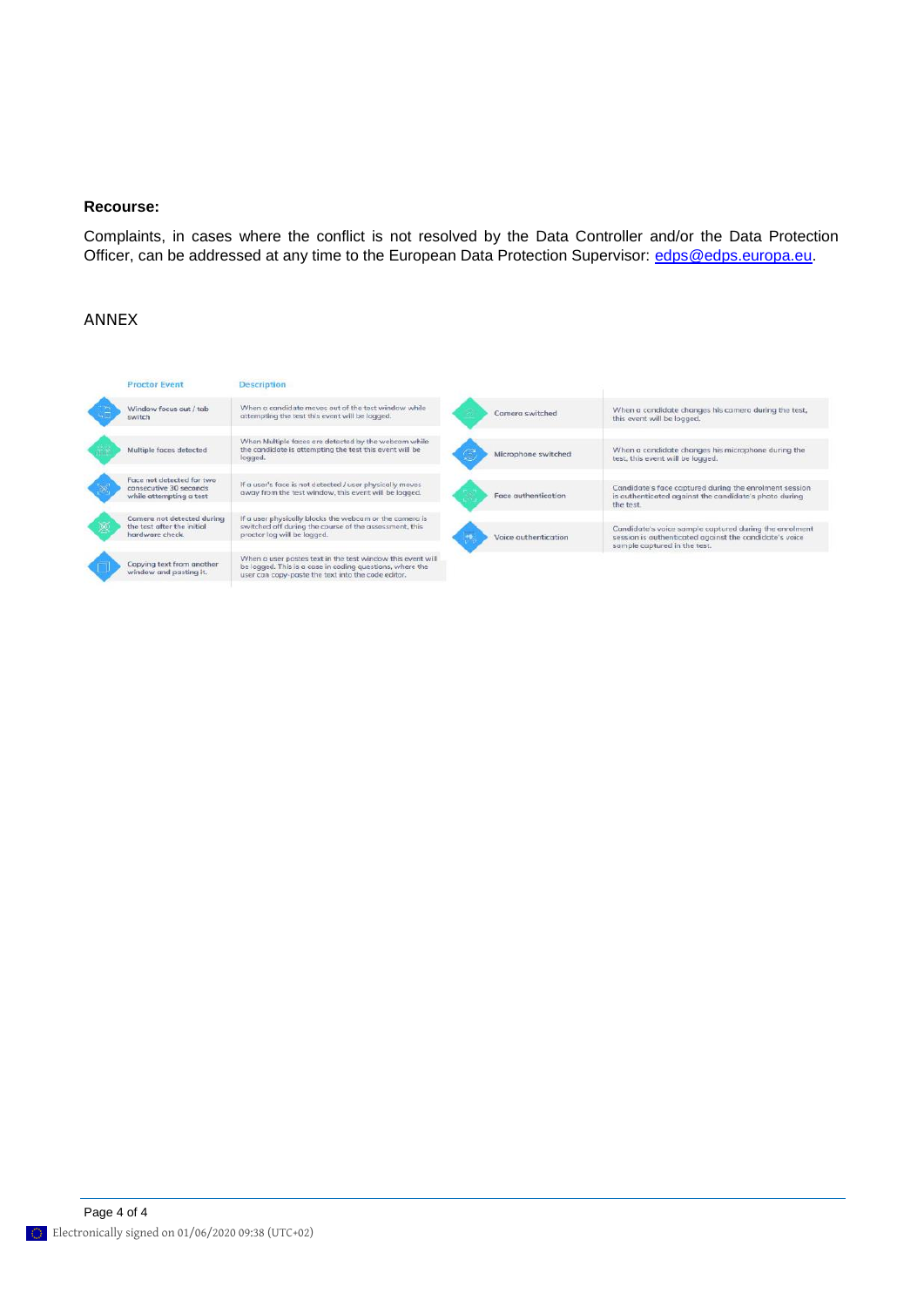**Recourse:**

Complaints, in cases where the conflict is not resolved by the Data Controller and/or the Data Protection Officer, can be addressed at any time to the European Data Protection Supervisor: edps@edps.europa.eu.

ANNEX

| Proctor Event | Description |
| --- | --- |
| Window focus out / tab switch | When a candidate moves out of the test window while attempting the test this event will be logged. |
| Multiple faces detected | When Multiple faces are detected by the webcam while the candidate is attempting the test this event will be logged. |
| Face not detected for two consecutive 30 seconds while attempting a test | If a user's face is not detected / user physically moves away from the test window, this event will be logged. |
| Camera not detected during the test after the initial hardware check | If a user physically blocks the webcam or the camera is switched off during the course of the assessment, this proctor log will be logged. |
| Copying text from another window and pasting it. | When a user pastes text in the test window this event will be logged. This is a case in coding questions, where the user can copy-paste the text into the code editor. |
| Camera switched | When a candidate changes his camera during the test, this event will be logged. |
| Microphone switched | When a candidate changes his microphone during the test, this event will be logged. |
| Face authentication | Candidate's face captured during the enrolment session is authenticated against the candidate's photo during the test. |
| Voice authentication | Candidate's voice sample captured during the enrolment session is authenticated against the candidate's voice sample captured in the test. |